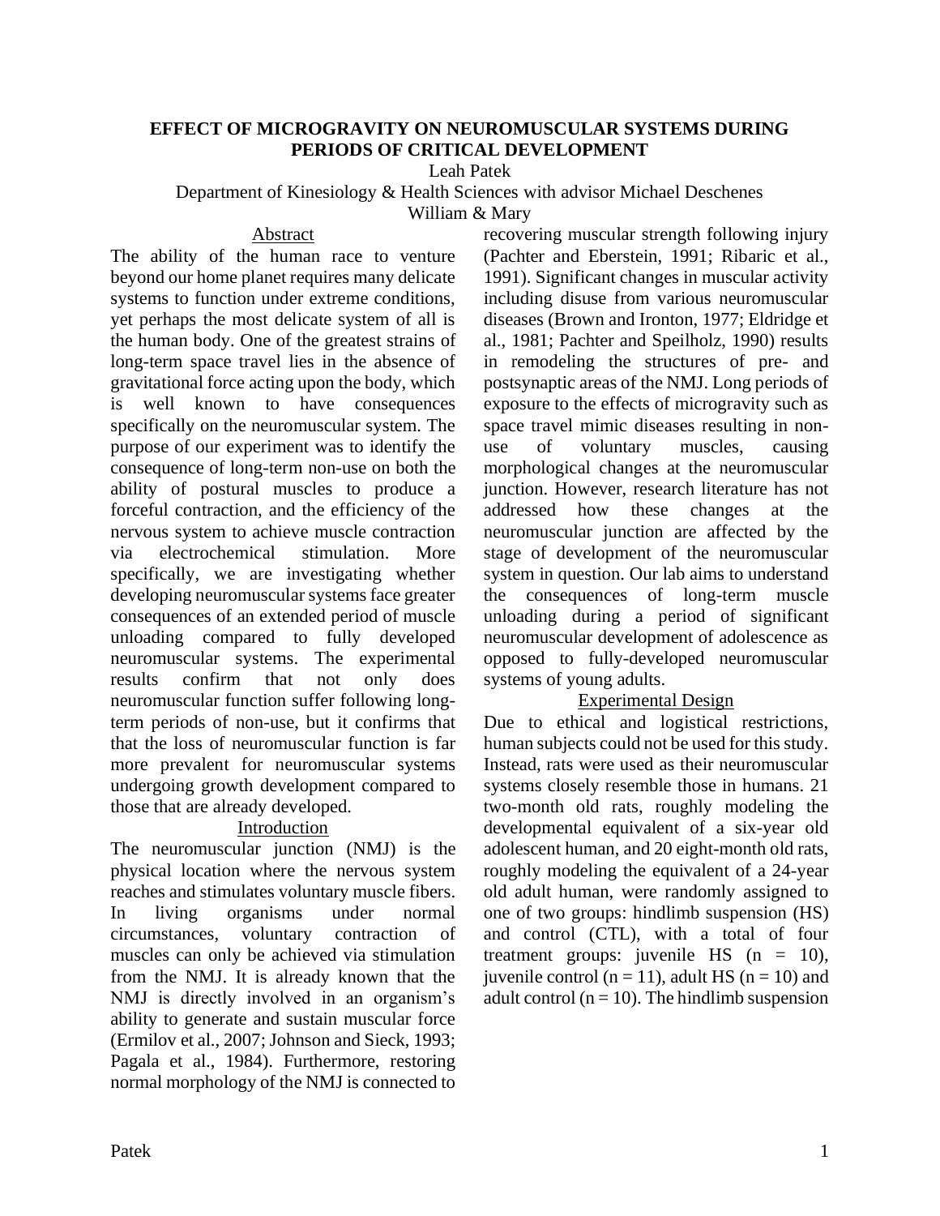# EFFECT OF MICROGRAVITY ON NEUROMUSCULAR SYSTEMS DURING PERIODS OF CRITICAL DEVELOPMENT

Leah Patek

Department of Kinesiology & Health Sciences with advisor Michael Deschenes

William & Mary

## Abstract

The ability of the human race to venture beyond our home planet requires many delicate systems to function under extreme conditions, yet perhaps the most delicate system of all is the human body. One of the greatest strains of long-term space travel lies in the absence of gravitational force acting upon the body, which is well known to have consequences specifically on the neuromuscular system. The purpose of our experiment was to identify the consequence of long-term non-use on both the ability of postural muscles to produce a forceful contraction, and the efficiency of the nervous system to achieve muscle contraction via electrochemical stimulation. More specifically, we are investigating whether developing neuromuscular systems face greater consequences of an extended period of muscle unloading compared to fully developed neuromuscular systems. The experimental results confirm that not only does neuromuscular function suffer following long-term periods of non-use, but it confirms that that the loss of neuromuscular function is far more prevalent for neuromuscular systems undergoing growth development compared to those that are already developed.

## Introduction

The neuromuscular junction (NMJ) is the physical location where the nervous system reaches and stimulates voluntary muscle fibers. In living organisms under normal circumstances, voluntary contraction of muscles can only be achieved via stimulation from the NMJ. It is already known that the NMJ is directly involved in an organism's ability to generate and sustain muscular force (Ermilov et al., 2007; Johnson and Sieck, 1993; Pagala et al., 1984). Furthermore, restoring normal morphology of the NMJ is connected to recovering muscular strength following injury (Pachter and Eberstein, 1991; Ribaric et al., 1991). Significant changes in muscular activity including disuse from various neuromuscular diseases (Brown and Ironton, 1977; Eldridge et al., 1981; Pachter and Speilholz, 1990) results in remodeling the structures of pre- and postsynaptic areas of the NMJ. Long periods of exposure to the effects of microgravity such as space travel mimic diseases resulting in non-use of voluntary muscles, causing morphological changes at the neuromuscular junction. However, research literature has not addressed how these changes at the neuromuscular junction are affected by the stage of development of the neuromuscular system in question. Our lab aims to understand the consequences of long-term muscle unloading during a period of significant neuromuscular development of adolescence as opposed to fully-developed neuromuscular systems of young adults.

## Experimental Design

Due to ethical and logistical restrictions, human subjects could not be used for this study. Instead, rats were used as their neuromuscular systems closely resemble those in humans. 21 two-month old rats, roughly modeling the developmental equivalent of a six-year old adolescent human, and 20 eight-month old rats, roughly modeling the equivalent of a 24-year old adult human, were randomly assigned to one of two groups: hindlimb suspension (HS) and control (CTL), with a total of four treatment groups: juvenile HS ($n = 10$), juvenile control ($n = 11$), adult HS ($n = 10$) and adult control ($n = 10$). The hindlimb suspension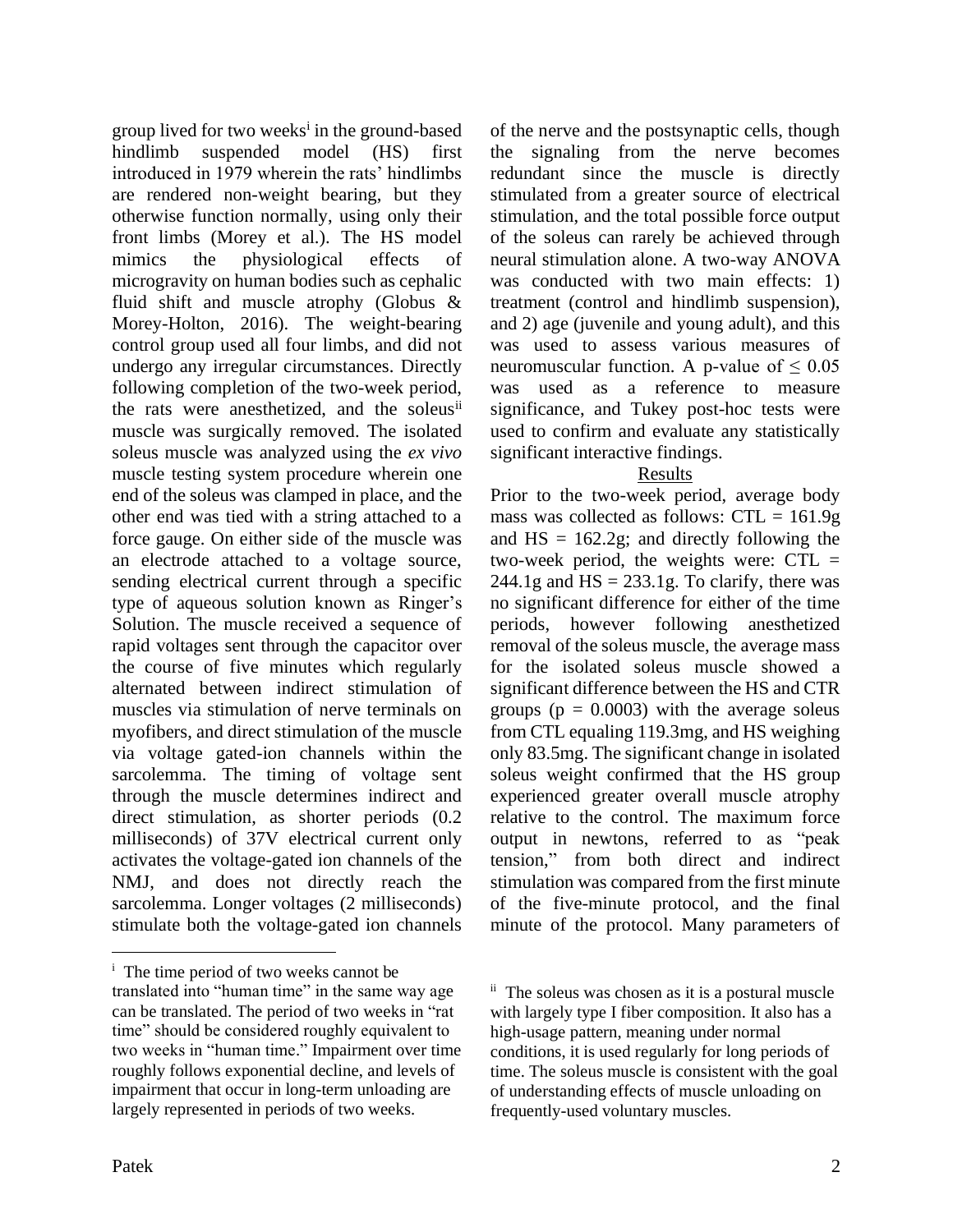group lived for two weeks[i] in the ground-based hindlimb suspended model (HS) first introduced in 1979 wherein the rats' hindlimbs are rendered non-weight bearing, but they otherwise function normally, using only their front limbs (Morey et al.). The HS model mimics the physiological effects of microgravity on human bodies such as cephalic fluid shift and muscle atrophy (Globus & Morey-Holton, 2016). The weight-bearing control group used all four limbs, and did not undergo any irregular circumstances. Directly following completion of the two-week period, the rats were anesthetized, and the soleus[ii] muscle was surgically removed. The isolated soleus muscle was analyzed using the *ex vivo* muscle testing system procedure wherein one end of the soleus was clamped in place, and the other end was tied with a string attached to a force gauge. On either side of the muscle was an electrode attached to a voltage source, sending electrical current through a specific type of aqueous solution known as Ringer's Solution. The muscle received a sequence of rapid voltages sent through the capacitor over the course of five minutes which regularly alternated between indirect stimulation of muscles via stimulation of nerve terminals on myofibers, and direct stimulation of the muscle via voltage gated-ion channels within the sarcolemma. The timing of voltage sent through the muscle determines indirect and direct stimulation, as shorter periods (0.2 milliseconds) of 37V electrical current only activates the voltage-gated ion channels of the NMJ, and does not directly reach the sarcolemma. Longer voltages (2 milliseconds) stimulate both the voltage-gated ion channels of the nerve and the postsynaptic cells, though the signaling from the nerve becomes redundant since the muscle is directly stimulated from a greater source of electrical stimulation, and the total possible force output of the soleus can rarely be achieved through neural stimulation alone. A two-way ANOVA was conducted with two main effects: 1) treatment (control and hindlimb suspension), and 2) age (juvenile and young adult), and this was used to assess various measures of neuromuscular function. A p-value of $\leq 0.05$ was used as a reference to measure significance, and Tukey post-hoc tests were used to confirm and evaluate any statistically significant interactive findings.

## Results

Prior to the two-week period, average body mass was collected as follows: CTL = 161.9g and HS = 162.2g; and directly following the two-week period, the weights were: CTL = 244.1g and HS = 233.1g. To clarify, there was no significant difference for either of the time periods, however following anesthetized removal of the soleus muscle, the average mass for the isolated soleus muscle showed a significant difference between the HS and CTR groups ($p = 0.0003$) with the average soleus from CTL equaling 119.3mg, and HS weighing only 83.5mg. The significant change in isolated soleus weight confirmed that the HS group experienced greater overall muscle atrophy relative to the control. The maximum force output in newtons, referred to as "peak tension," from both direct and indirect stimulation was compared from the first minute of the five-minute protocol, and the final minute of the protocol. Many parameters of

---

[i] The time period of two weeks cannot be translated into "human time" in the same way age can be translated. The period of two weeks in "rat time" should be considered roughly equivalent to two weeks in "human time." Impairment over time roughly follows exponential decline, and levels of impairment that occur in long-term unloading are largely represented in periods of two weeks.

[ii] The soleus was chosen as it is a postural muscle with largely type I fiber composition. It also has a high-usage pattern, meaning under normal conditions, it is used regularly for long periods of time. The soleus muscle is consistent with the goal of understanding effects of muscle unloading on frequently-used voluntary muscles.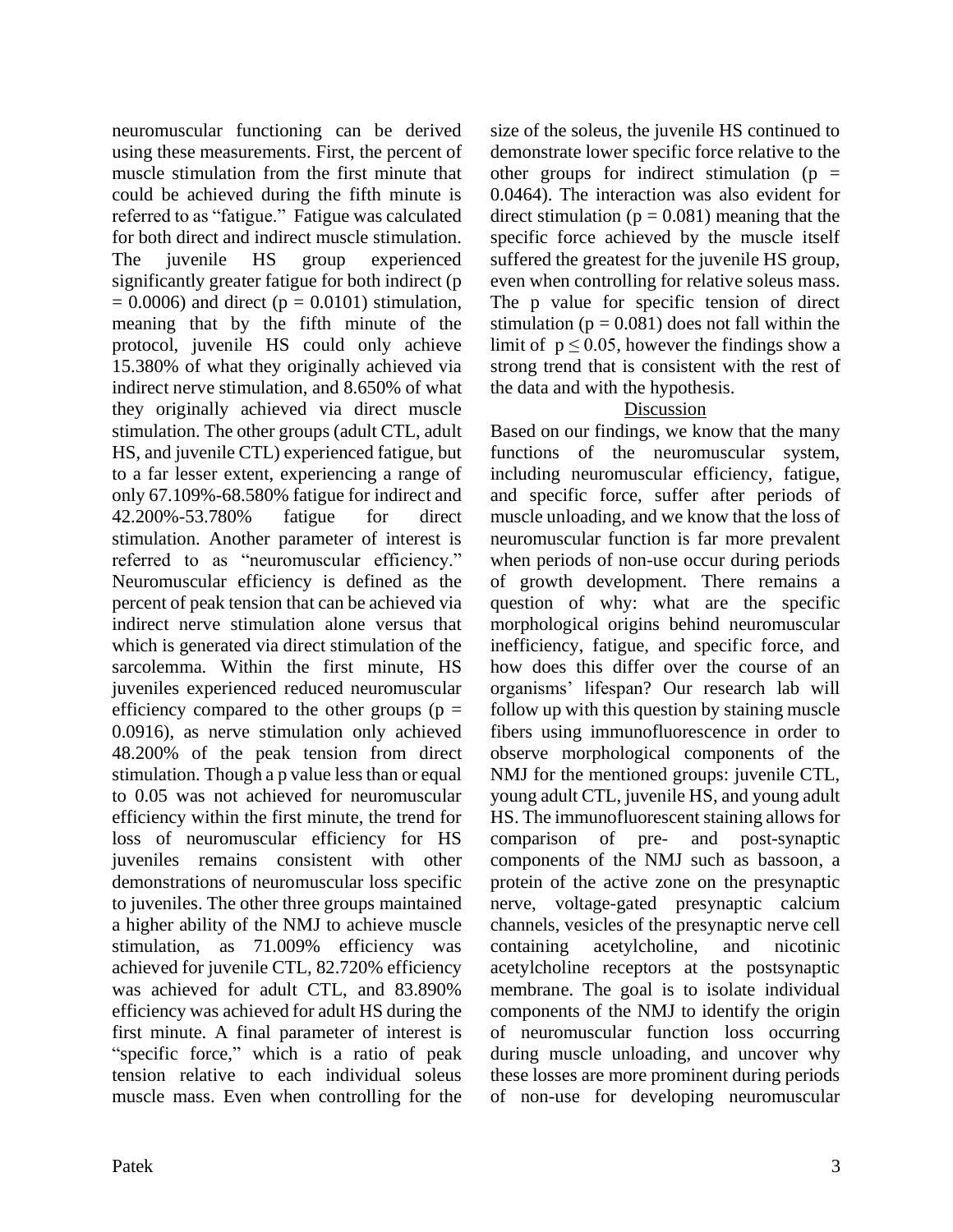neuromuscular functioning can be derived using these measurements. First, the percent of muscle stimulation from the first minute that could be achieved during the fifth minute is referred to as "fatigue." Fatigue was calculated for both direct and indirect muscle stimulation. The juvenile HS group experienced significantly greater fatigue for both indirect ($p = 0.0006$) and direct ($p = 0.0101$) stimulation, meaning that by the fifth minute of the protocol, juvenile HS could only achieve 15.380% of what they originally achieved via indirect nerve stimulation, and 8.650% of what they originally achieved via direct muscle stimulation. The other groups (adult CTL, adult HS, and juvenile CTL) experienced fatigue, but to a far lesser extent, experiencing a range of only 67.109%-68.580% fatigue for indirect and 42.200%-53.780% fatigue for direct stimulation. Another parameter of interest is referred to as "neuromuscular efficiency." Neuromuscular efficiency is defined as the percent of peak tension that can be achieved via indirect nerve stimulation alone versus that which is generated via direct stimulation of the sarcolemma. Within the first minute, HS juveniles experienced reduced neuromuscular efficiency compared to the other groups ($p = 0.0916$), as nerve stimulation only achieved 48.200% of the peak tension from direct stimulation. Though a p value less than or equal to 0.05 was not achieved for neuromuscular efficiency within the first minute, the trend for loss of neuromuscular efficiency for HS juveniles remains consistent with other demonstrations of neuromuscular loss specific to juveniles. The other three groups maintained a higher ability of the NMJ to achieve muscle stimulation, as 71.009% efficiency was achieved for juvenile CTL, 82.720% efficiency was achieved for adult CTL, and 83.890% efficiency was achieved for adult HS during the first minute. A final parameter of interest is "specific force," which is a ratio of peak tension relative to each individual soleus muscle mass. Even when controlling for the size of the soleus, the juvenile HS continued to demonstrate lower specific force relative to the other groups for indirect stimulation ($p = 0.0464$). The interaction was also evident for direct stimulation ($p = 0.081$) meaning that the specific force achieved by the muscle itself suffered the greatest for the juvenile HS group, even when controlling for relative soleus mass. The p value for specific tension of direct stimulation ($p = 0.081$) does not fall within the limit of $p \leq 0.05$, however the findings show a strong trend that is consistent with the rest of the data and with the hypothesis.

## Discussion

Based on our findings, we know that the many functions of the neuromuscular system, including neuromuscular efficiency, fatigue, and specific force, suffer after periods of muscle unloading, and we know that the loss of neuromuscular function is far more prevalent when periods of non-use occur during periods of growth development. There remains a question of why: what are the specific morphological origins behind neuromuscular inefficiency, fatigue, and specific force, and how does this differ over the course of an organisms' lifespan? Our research lab will follow up with this question by staining muscle fibers using immunofluorescence in order to observe morphological components of the NMJ for the mentioned groups: juvenile CTL, young adult CTL, juvenile HS, and young adult HS. The immunofluorescent staining allows for comparison of pre- and post-synaptic components of the NMJ such as bassoon, a protein of the active zone on the presynaptic nerve, voltage-gated presynaptic calcium channels, vesicles of the presynaptic nerve cell containing acetylcholine, and nicotinic acetylcholine receptors at the postsynaptic membrane. The goal is to isolate individual components of the NMJ to identify the origin of neuromuscular function loss occurring during muscle unloading, and uncover why these losses are more prominent during periods of non-use for developing neuromuscular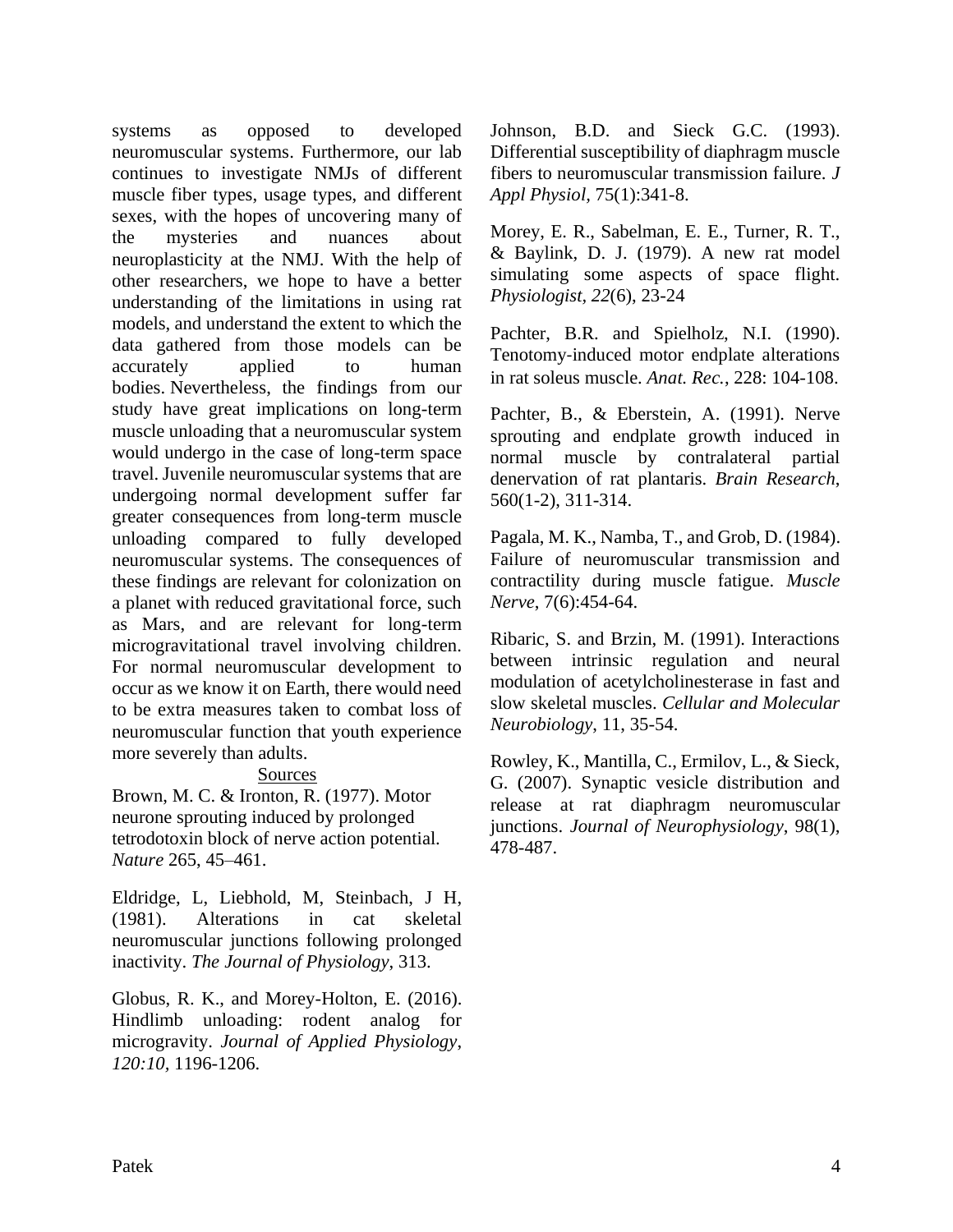systems as opposed to developed neuromuscular systems. Furthermore, our lab continues to investigate NMJs of different muscle fiber types, usage types, and different sexes, with the hopes of uncovering many of the mysteries and nuances about neuroplasticity at the NMJ. With the help of other researchers, we hope to have a better understanding of the limitations in using rat models, and understand the extent to which the data gathered from those models can be accurately applied to human bodies. Nevertheless, the findings from our study have great implications on long-term muscle unloading that a neuromuscular system would undergo in the case of long-term space travel. Juvenile neuromuscular systems that are undergoing normal development suffer far greater consequences from long-term muscle unloading compared to fully developed neuromuscular systems. The consequences of these findings are relevant for colonization on a planet with reduced gravitational force, such as Mars, and are relevant for long-term microgravitational travel involving children. For normal neuromuscular development to occur as we know it on Earth, there would need to be extra measures taken to combat loss of neuromuscular function that youth experience more severely than adults.

## Sources

Brown, M. C. & Ironton, R. (1977). Motor neurone sprouting induced by prolonged tetrodotoxin block of nerve action potential. *Nature* 265, 45–461.

Eldridge, L, Liebhold, M, Steinbach, J H, (1981). Alterations in cat skeletal neuromuscular junctions following prolonged inactivity. *The Journal of Physiology*, 313.

Globus, R. K., and Morey-Holton, E. (2016). Hindlimb unloading: rodent analog for microgravity. *Journal of Applied Physiology*, *120:10*, 1196-1206.

Johnson, B.D. and Sieck G.C. (1993). Differential susceptibility of diaphragm muscle fibers to neuromuscular transmission failure. *J Appl Physiol*, 75(1):341-8.

Morey, E. R., Sabelman, E. E., Turner, R. T., & Baylink, D. J. (1979). A new rat model simulating some aspects of space flight. *Physiologist*, *22*(6), 23-24

Pachter, B.R. and Spielholz, N.I. (1990). Tenotomy-induced motor endplate alterations in rat soleus muscle. *Anat. Rec.*, 228: 104-108.

Pachter, B., & Eberstein, A. (1991). Nerve sprouting and endplate growth induced in normal muscle by contralateral partial denervation of rat plantaris. *Brain Research*, 560(1-2), 311-314.

Pagala, M. K., Namba, T., and Grob, D. (1984). Failure of neuromuscular transmission and contractility during muscle fatigue. *Muscle Nerve*, 7(6):454-64.

Ribaric, S. and Brzin, M. (1991). Interactions between intrinsic regulation and neural modulation of acetylcholinesterase in fast and slow skeletal muscles. *Cellular and Molecular Neurobiology*, 11, 35-54.

Rowley, K., Mantilla, C., Ermilov, L., & Sieck, G. (2007). Synaptic vesicle distribution and release at rat diaphragm neuromuscular junctions. *Journal of Neurophysiology*, 98(1), 478-487.